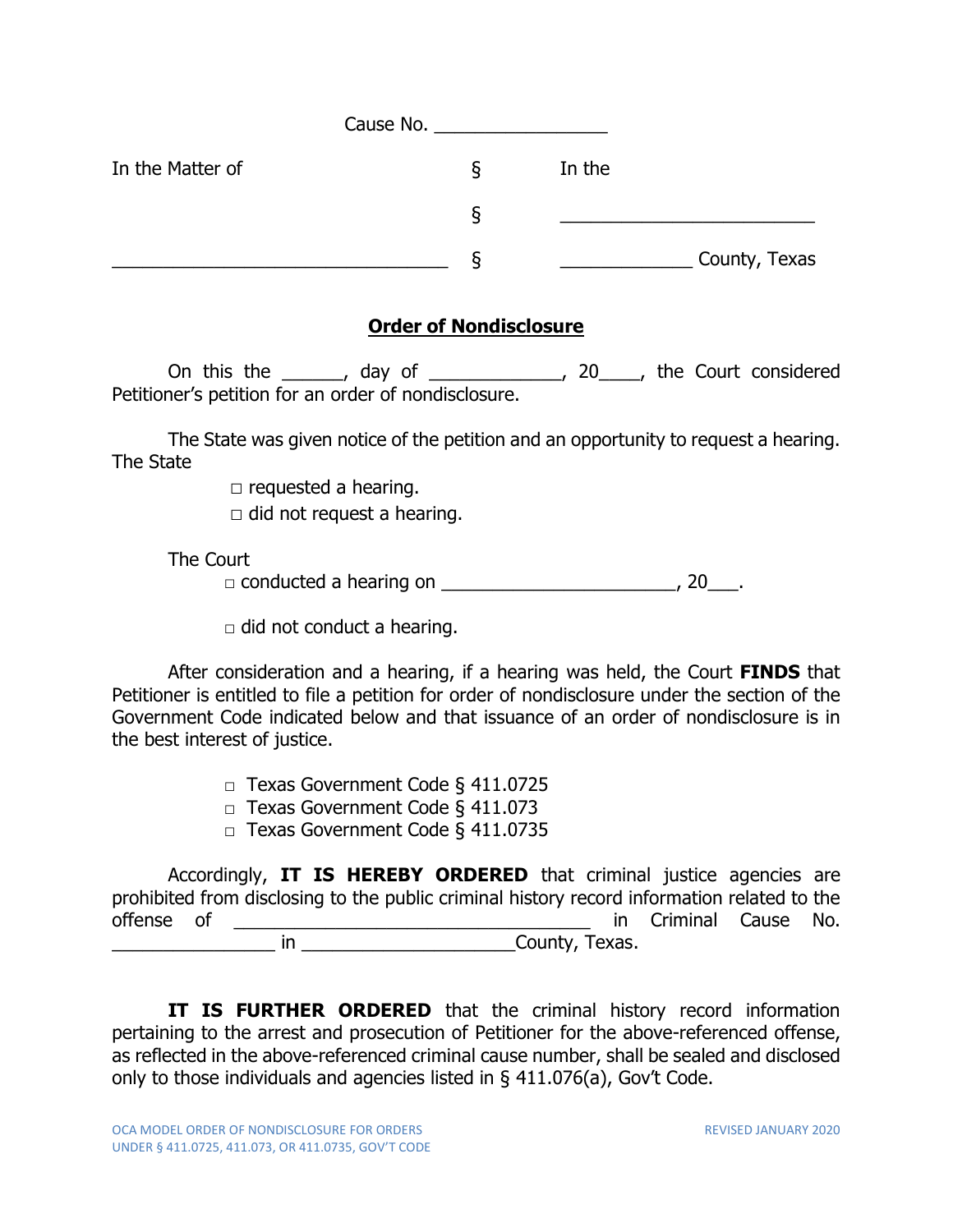Cause No. _________________

| | | |
|---|---|---|
| In the Matter of | § | In the |
| | § | _________________________ |
| _________________________________ | § | _____________ County, Texas |

## **Order of Nondisclosure**

On this the ______, day of _____________, 20____, the Court considered Petitioner's petition for an order of nondisclosure.

The State was given notice of the petition and an opportunity to request a hearing. The State

□ requested a hearing.

□ did not request a hearing.

The Court

□ conducted a hearing on ______________________, 20___.

□ did not conduct a hearing.

After consideration and a hearing, if a hearing was held, the Court **FINDS** that Petitioner is entitled to file a petition for order of nondisclosure under the section of the Government Code indicated below and that issuance of an order of nondisclosure is in the best interest of justice.

□ Texas Government Code § 411.0725

□ Texas Government Code § 411.073

□ Texas Government Code § 411.0735

Accordingly, **IT IS HEREBY ORDERED** that criminal justice agencies are prohibited from disclosing to the public criminal history record information related to the offense of ___________________________________ in Criminal Cause No. ________________ in ____________________County, Texas.

**IT IS FURTHER ORDERED** that the criminal history record information pertaining to the arrest and prosecution of Petitioner for the above-referenced offense, as reflected in the above-referenced criminal cause number, shall be sealed and disclosed only to those individuals and agencies listed in § 411.076(a), Gov't Code.

OCA MODEL ORDER OF NONDISCLOSURE FOR ORDERS UNDER § 411.0725, 411.073, OR 411.0735, GOV'T CODE

REVISED JANUARY 2020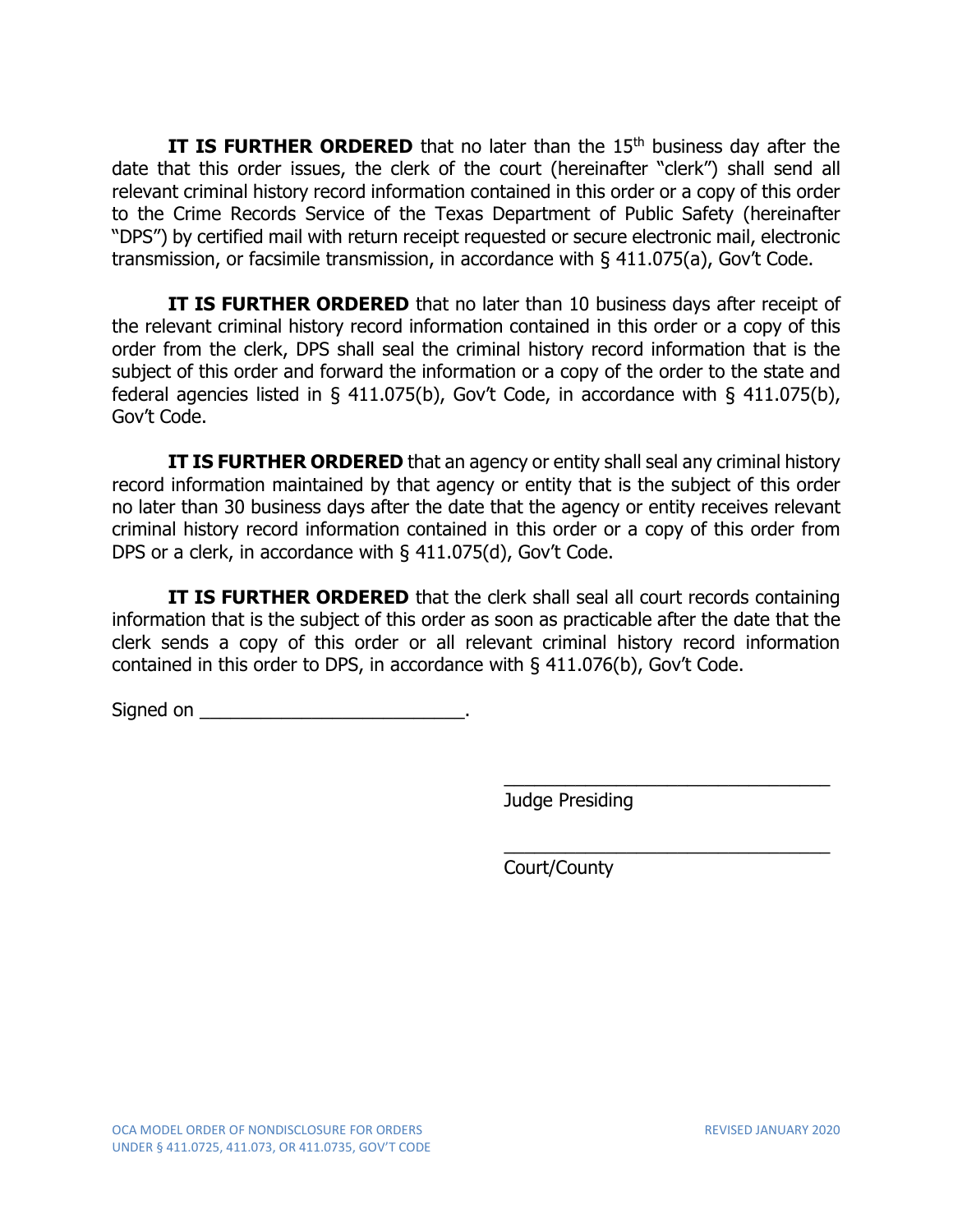**IT IS FURTHER ORDERED** that no later than the 15th business day after the date that this order issues, the clerk of the court (hereinafter "clerk") shall send all relevant criminal history record information contained in this order or a copy of this order to the Crime Records Service of the Texas Department of Public Safety (hereinafter "DPS") by certified mail with return receipt requested or secure electronic mail, electronic transmission, or facsimile transmission, in accordance with § 411.075(a), Gov't Code.

**IT IS FURTHER ORDERED** that no later than 10 business days after receipt of the relevant criminal history record information contained in this order or a copy of this order from the clerk, DPS shall seal the criminal history record information that is the subject of this order and forward the information or a copy of the order to the state and federal agencies listed in § 411.075(b), Gov't Code, in accordance with § 411.075(b), Gov't Code.

**IT IS FURTHER ORDERED** that an agency or entity shall seal any criminal history record information maintained by that agency or entity that is the subject of this order no later than 30 business days after the date that the agency or entity receives relevant criminal history record information contained in this order or a copy of this order from DPS or a clerk, in accordance with § 411.075(d), Gov't Code.

**IT IS FURTHER ORDERED** that the clerk shall seal all court records containing information that is the subject of this order as soon as practicable after the date that the clerk sends a copy of this order or all relevant criminal history record information contained in this order to DPS, in accordance with § 411.076(b), Gov't Code.

Signed on \_\_\_\_\_\_\_\_\_\_\_\_\_\_\_\_\_\_\_\_\_\_\_\_\_\_.

\_\_\_\_\_\_\_\_\_\_\_\_\_\_\_\_\_\_\_\_\_\_\_\_\_\_\_\_\_\_\_\_
Judge Presiding

\_\_\_\_\_\_\_\_\_\_\_\_\_\_\_\_\_\_\_\_\_\_\_\_\_\_\_\_\_\_\_\_
Court/County